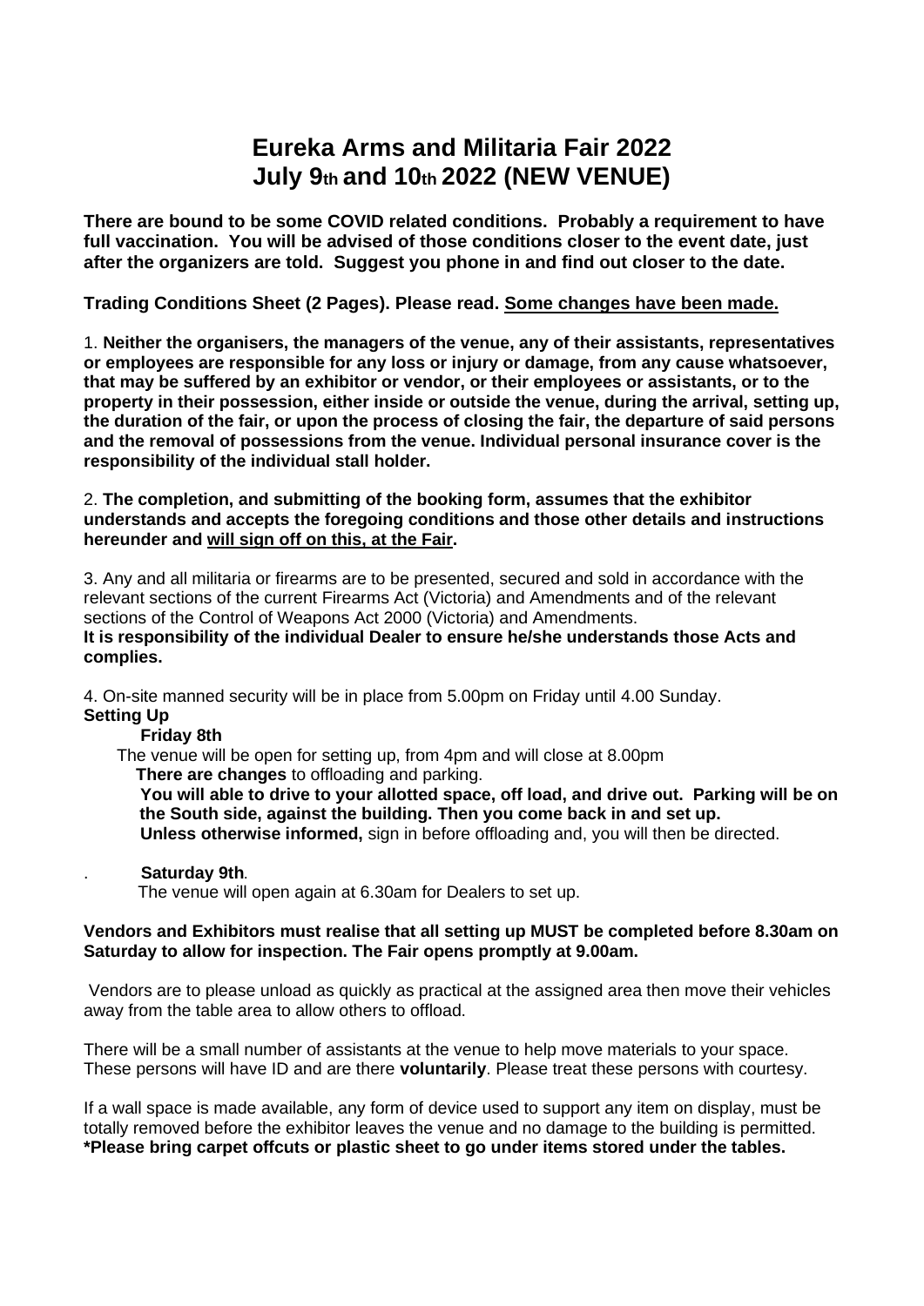# Eureka Arms and Militaria Fair 2022
# July 9th and 10th 2022 (NEW VENUE)

**There are bound to be some COVID related conditions. Probably a requirement to have full vaccination. You will be advised of those conditions closer to the event date, just after the organizers are told. Suggest you phone in and find out closer to the date.**

**Trading Conditions Sheet (2 Pages). Please read. <u>Some changes have been made.</u>**

1. **Neither the organisers, the managers of the venue, any of their assistants, representatives or employees are responsible for any loss or injury or damage, from any cause whatsoever, that may be suffered by an exhibitor or vendor, or their employees or assistants, or to the property in their possession, either inside or outside the venue, during the arrival, setting up, the duration of the fair, or upon the process of closing the fair, the departure of said persons and the removal of possessions from the venue. Individual personal insurance cover is the responsibility of the individual stall holder.**

2. **The completion, and submitting of the booking form, assumes that the exhibitor understands and accepts the foregoing conditions and those other details and instructions hereunder and <u>will sign off on this, at the Fair</u>.**

3. Any and all militaria or firearms are to be presented, secured and sold in accordance with the relevant sections of the current Firearms Act (Victoria) and Amendments and of the relevant sections of the Control of Weapons Act 2000 (Victoria) and Amendments.
**It is responsibility of the individual Dealer to ensure he/she understands those Acts and complies.**

4. On-site manned security will be in place from 5.00pm on Friday until 4.00 Sunday.

**Setting Up**

**Friday 8th**

The venue will be open for setting up, from 4pm and will close at 8.00pm

**There are changes** to offloading and parking.

**You will able to drive to your allotted space, off load, and drive out. Parking will be on the South side, against the building. Then you come back in and set up.**

**Unless otherwise informed,** sign in before offloading and, you will then be directed.

**Saturday 9th**.

The venue will open again at 6.30am for Dealers to set up.

**Vendors and Exhibitors must realise that all setting up MUST be completed before 8.30am on Saturday to allow for inspection. The Fair opens promptly at 9.00am.**

Vendors are to please unload as quickly as practical at the assigned area then move their vehicles away from the table area to allow others to offload.

There will be a small number of assistants at the venue to help move materials to your space. These persons will have ID and are there **voluntarily**. Please treat these persons with courtesy.

If a wall space is made available, any form of device used to support any item on display, must be totally removed before the exhibitor leaves the venue and no damage to the building is permitted.
**\*Please bring carpet offcuts or plastic sheet to go under items stored under the tables.**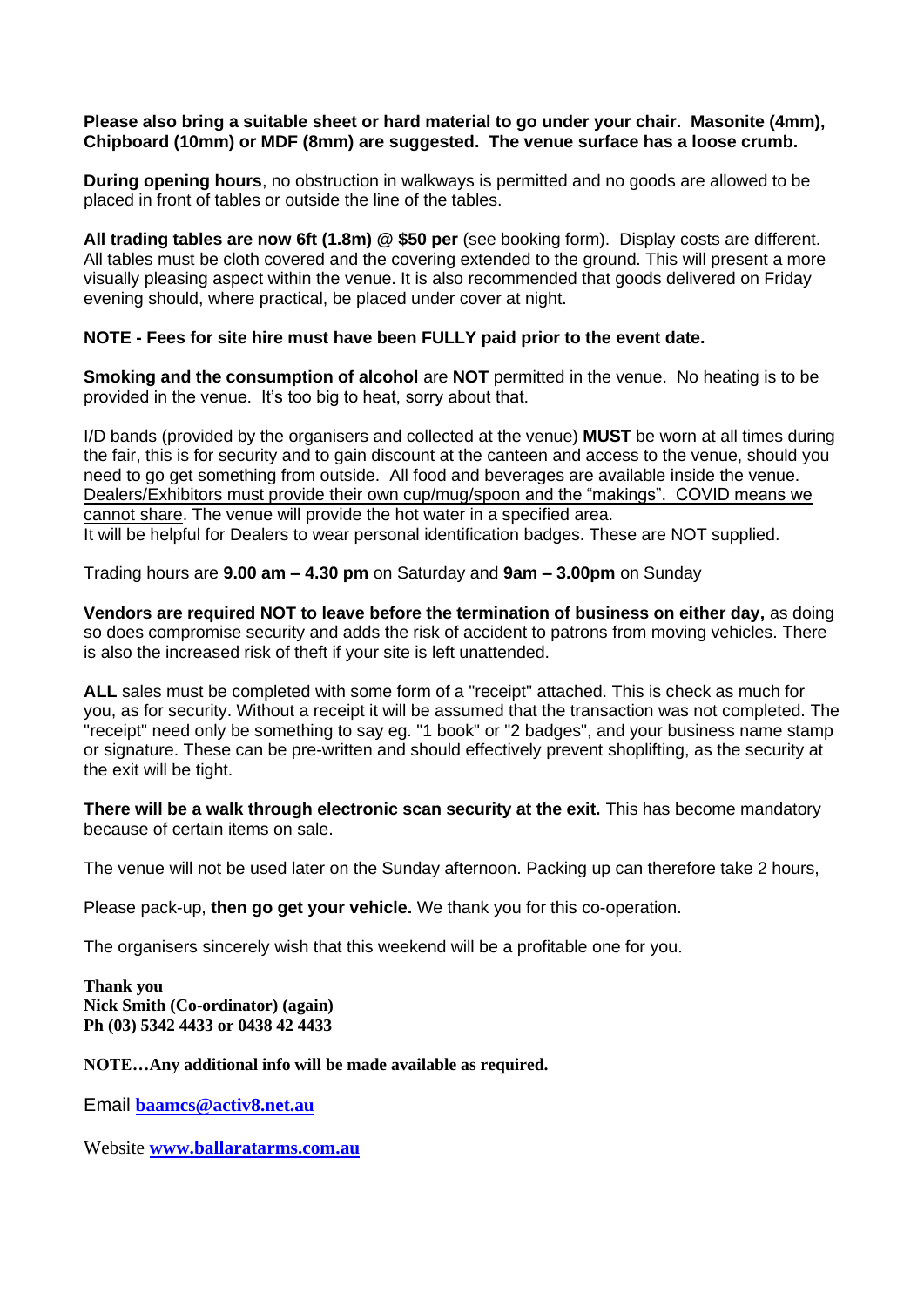**Please also bring a suitable sheet or hard material to go under your chair. Masonite (4mm), Chipboard (10mm) or MDF (8mm) are suggested. The venue surface has a loose crumb.**

**During opening hours**, no obstruction in walkways is permitted and no goods are allowed to be placed in front of tables or outside the line of the tables.

**All trading tables are now 6ft (1.8m) @ $50 per** (see booking form). Display costs are different. All tables must be cloth covered and the covering extended to the ground. This will present a more visually pleasing aspect within the venue. It is also recommended that goods delivered on Friday evening should, where practical, be placed under cover at night.

**NOTE - Fees for site hire must have been FULLY paid prior to the event date.**

**Smoking and the consumption of alcohol** are **NOT** permitted in the venue. No heating is to be provided in the venue. It's too big to heat, sorry about that.

I/D bands (provided by the organisers and collected at the venue) **MUST** be worn at all times during the fair, this is for security and to gain discount at the canteen and access to the venue, should you need to go get something from outside. All food and beverages are available inside the venue. Dealers/Exhibitors must provide their own cup/mug/spoon and the "makings". COVID means we cannot share. The venue will provide the hot water in a specified area.
It will be helpful for Dealers to wear personal identification badges. These are NOT supplied.

Trading hours are **9.00 am – 4.30 pm** on Saturday and **9am – 3.00pm** on Sunday

**Vendors are required NOT to leave before the termination of business on either day,** as doing so does compromise security and adds the risk of accident to patrons from moving vehicles. There is also the increased risk of theft if your site is left unattended.

**ALL** sales must be completed with some form of a "receipt" attached. This is check as much for you, as for security. Without a receipt it will be assumed that the transaction was not completed. The "receipt" need only be something to say eg. "1 book" or "2 badges", and your business name stamp or signature. These can be pre-written and should effectively prevent shoplifting, as the security at the exit will be tight.

**There will be a walk through electronic scan security at the exit.** This has become mandatory because of certain items on sale.

The venue will not be used later on the Sunday afternoon. Packing up can therefore take 2 hours,

Please pack-up, **then go get your vehicle.** We thank you for this co-operation.

The organisers sincerely wish that this weekend will be a profitable one for you.

**Thank you**
**Nick Smith (Co-ordinator) (again)**
**Ph (03) 5342 4433 or 0438 42 4433**

**NOTE…Any additional info will be made available as required.**

Email **baamcs@activ8.net.au**

Website **www.ballaratarms.com.au**